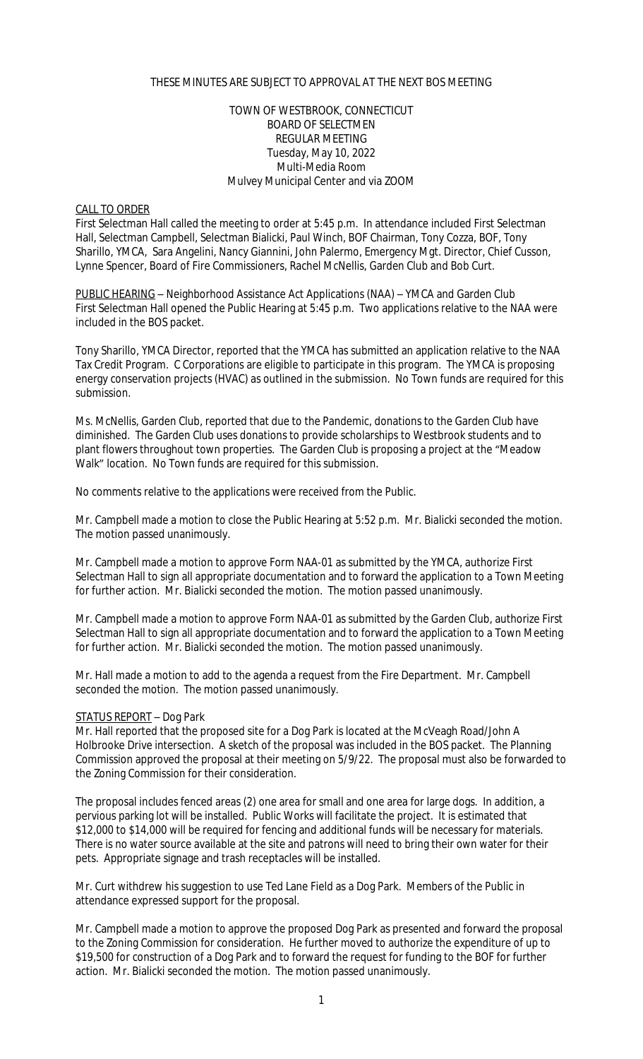THESE MINUTES ARE SUBJECT TO APPROVAL AT THE NEXT BOS MEETING

TOWN OF WESTBROOK, CONNECTICUT
BOARD OF SELECTMEN
REGULAR MEETING
Tuesday, May 10, 2022
Multi-Media Room
Mulvey Municipal Center and via ZOOM

CALL TO ORDER

First Selectman Hall called the meeting to order at 5:45 p.m. In attendance included First Selectman Hall, Selectman Campbell, Selectman Bialicki, Paul Winch, BOF Chairman, Tony Cozza, BOF, Tony Sharillo, YMCA, Sara Angelini, Nancy Giannini, John Palermo, Emergency Mgt. Director, Chief Cusson, Lynne Spencer, Board of Fire Commissioners, Rachel McNellis, Garden Club and Bob Curt.

PUBLIC HEARING – Neighborhood Assistance Act Applications (NAA) – YMCA and Garden Club

First Selectman Hall opened the Public Hearing at 5:45 p.m. Two applications relative to the NAA were included in the BOS packet.

Tony Sharillo, YMCA Director, reported that the YMCA has submitted an application relative to the NAA Tax Credit Program. C Corporations are eligible to participate in this program. The YMCA is proposing energy conservation projects (HVAC) as outlined in the submission. No Town funds are required for this submission.

Ms. McNellis, Garden Club, reported that due to the Pandemic, donations to the Garden Club have diminished. The Garden Club uses donations to provide scholarships to Westbrook students and to plant flowers throughout town properties. The Garden Club is proposing a project at the "Meadow Walk" location. No Town funds are required for this submission.

No comments relative to the applications were received from the Public.

Mr. Campbell made a motion to close the Public Hearing at 5:52 p.m. Mr. Bialicki seconded the motion. The motion passed unanimously.

Mr. Campbell made a motion to approve Form NAA-01 as submitted by the YMCA, authorize First Selectman Hall to sign all appropriate documentation and to forward the application to a Town Meeting for further action. Mr. Bialicki seconded the motion. The motion passed unanimously.

Mr. Campbell made a motion to approve Form NAA-01 as submitted by the Garden Club, authorize First Selectman Hall to sign all appropriate documentation and to forward the application to a Town Meeting for further action. Mr. Bialicki seconded the motion. The motion passed unanimously.

Mr. Hall made a motion to add to the agenda a request from the Fire Department. Mr. Campbell seconded the motion. The motion passed unanimously.

STATUS REPORT – Dog Park

Mr. Hall reported that the proposed site for a Dog Park is located at the McVeagh Road/John A Holbrooke Drive intersection. A sketch of the proposal was included in the BOS packet. The Planning Commission approved the proposal at their meeting on 5/9/22. The proposal must also be forwarded to the Zoning Commission for their consideration.

The proposal includes fenced areas (2) one area for small and one area for large dogs. In addition, a pervious parking lot will be installed. Public Works will facilitate the project. It is estimated that $12,000 to $14,000 will be required for fencing and additional funds will be necessary for materials. There is no water source available at the site and patrons will need to bring their own water for their pets. Appropriate signage and trash receptacles will be installed.

Mr. Curt withdrew his suggestion to use Ted Lane Field as a Dog Park. Members of the Public in attendance expressed support for the proposal.

Mr. Campbell made a motion to approve the proposed Dog Park as presented and forward the proposal to the Zoning Commission for consideration. He further moved to authorize the expenditure of up to $19,500 for construction of a Dog Park and to forward the request for funding to the BOF for further action. Mr. Bialicki seconded the motion. The motion passed unanimously.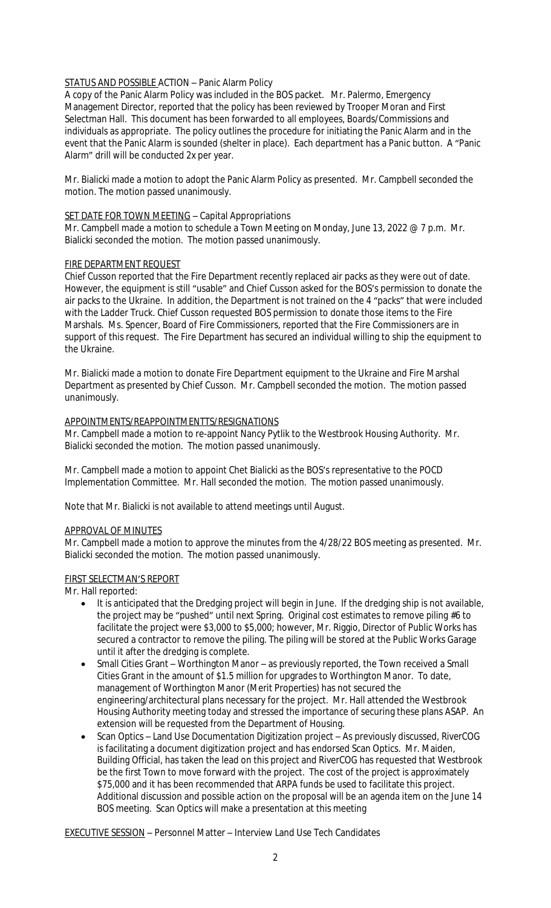STATUS AND POSSIBLE ACTION – Panic Alarm Policy

A copy of the Panic Alarm Policy was included in the BOS packet. Mr. Palermo, Emergency Management Director, reported that the policy has been reviewed by Trooper Moran and First Selectman Hall. This document has been forwarded to all employees, Boards/Commissions and individuals as appropriate. The policy outlines the procedure for initiating the Panic Alarm and in the event that the Panic Alarm is sounded (shelter in place). Each department has a Panic button. A "Panic Alarm" drill will be conducted 2x per year.

Mr. Bialicki made a motion to adopt the Panic Alarm Policy as presented. Mr. Campbell seconded the motion. The motion passed unanimously.

SET DATE FOR TOWN MEETING – Capital Appropriations

Mr. Campbell made a motion to schedule a Town Meeting on Monday, June 13, 2022 @ 7 p.m. Mr. Bialicki seconded the motion. The motion passed unanimously.

FIRE DEPARTMENT REQUEST

Chief Cusson reported that the Fire Department recently replaced air packs as they were out of date. However, the equipment is still "usable" and Chief Cusson asked for the BOS's permission to donate the air packs to the Ukraine. In addition, the Department is not trained on the 4 "packs" that were included with the Ladder Truck. Chief Cusson requested BOS permission to donate those items to the Fire Marshals. Ms. Spencer, Board of Fire Commissioners, reported that the Fire Commissioners are in support of this request. The Fire Department has secured an individual willing to ship the equipment to the Ukraine.

Mr. Bialicki made a motion to donate Fire Department equipment to the Ukraine and Fire Marshal Department as presented by Chief Cusson. Mr. Campbell seconded the motion. The motion passed unanimously.

APPOINTMENTS/REAPPOINTMENTTS/RESIGNATIONS

Mr. Campbell made a motion to re-appoint Nancy Pytlik to the Westbrook Housing Authority. Mr. Bialicki seconded the motion. The motion passed unanimously.

Mr. Campbell made a motion to appoint Chet Bialicki as the BOS's representative to the POCD Implementation Committee. Mr. Hall seconded the motion. The motion passed unanimously.

Note that Mr. Bialicki is not available to attend meetings until August.

APPROVAL OF MINUTES

Mr. Campbell made a motion to approve the minutes from the 4/28/22 BOS meeting as presented. Mr. Bialicki seconded the motion. The motion passed unanimously.

FIRST SELECTMAN'S REPORT

Mr. Hall reported:

- It is anticipated that the Dredging project will begin in June. If the dredging ship is not available, the project may be "pushed" until next Spring. Original cost estimates to remove piling #6 to facilitate the project were $3,000 to $5,000; however, Mr. Riggio, Director of Public Works has secured a contractor to remove the piling. The piling will be stored at the Public Works Garage until it after the dredging is complete.
- Small Cities Grant – Worthington Manor – as previously reported, the Town received a Small Cities Grant in the amount of $1.5 million for upgrades to Worthington Manor. To date, management of Worthington Manor (Merit Properties) has not secured the engineering/architectural plans necessary for the project. Mr. Hall attended the Westbrook Housing Authority meeting today and stressed the importance of securing these plans ASAP. An extension will be requested from the Department of Housing.
- Scan Optics – Land Use Documentation Digitization project – As previously discussed, RiverCOG is facilitating a document digitization project and has endorsed Scan Optics. Mr. Maiden, Building Official, has taken the lead on this project and RiverCOG has requested that Westbrook be the first Town to move forward with the project. The cost of the project is approximately $75,000 and it has been recommended that ARPA funds be used to facilitate this project. Additional discussion and possible action on the proposal will be an agenda item on the June 14 BOS meeting. Scan Optics will make a presentation at this meeting

EXECUTIVE SESSION – Personnel Matter – Interview Land Use Tech Candidates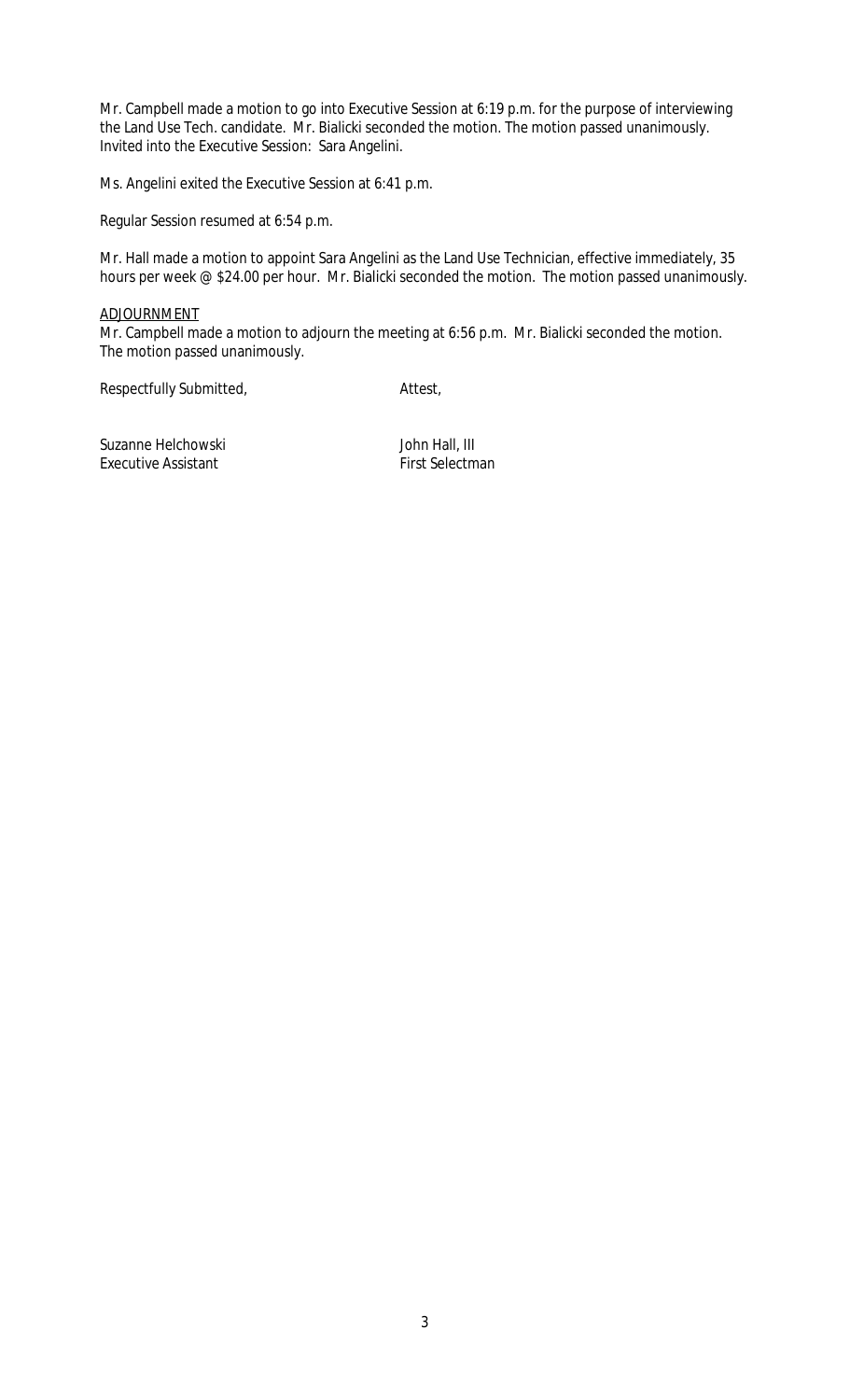Mr. Campbell made a motion to go into Executive Session at 6:19 p.m. for the purpose of interviewing the Land Use Tech. candidate. Mr. Bialicki seconded the motion. The motion passed unanimously. Invited into the Executive Session: Sara Angelini.

Ms. Angelini exited the Executive Session at 6:41 p.m.

Regular Session resumed at 6:54 p.m.

Mr. Hall made a motion to appoint Sara Angelini as the Land Use Technician, effective immediately, 35 hours per week @ $24.00 per hour. Mr. Bialicki seconded the motion. The motion passed unanimously.

ADJOURNMENT

Mr. Campbell made a motion to adjourn the meeting at 6:56 p.m. Mr. Bialicki seconded the motion. The motion passed unanimously.

Respectfully Submitted,

Suzanne Helchowski
Executive Assistant

Attest,

John Hall, III
First Selectman